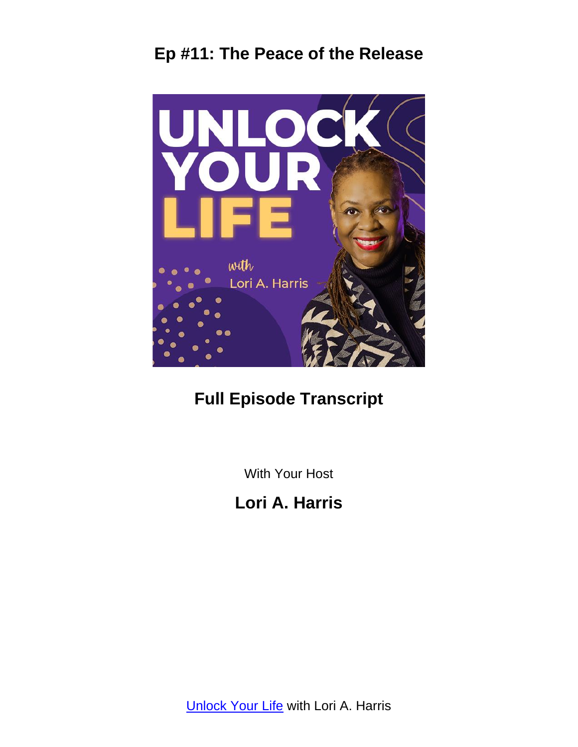# Ep #11: The Peace of the Release

## Full Episode Transcript

With Your Host

## Lori A. Harris

[Unlock Your Life](#) with Lori A. Harris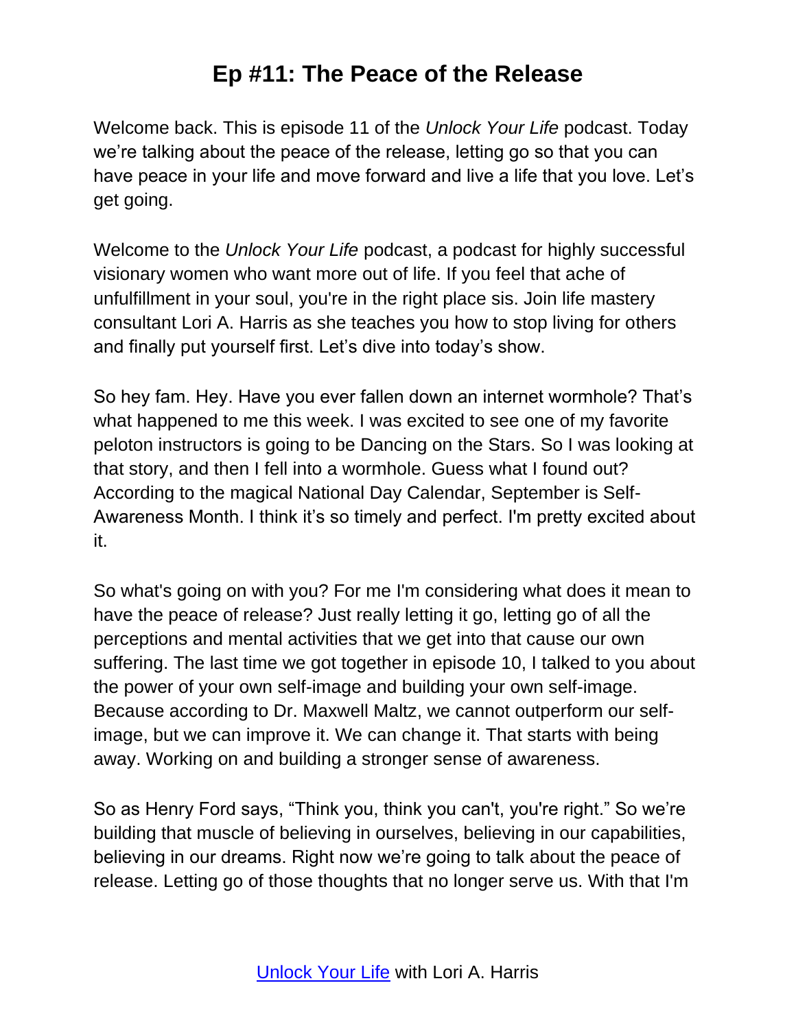# Ep #11: The Peace of the Release

Welcome back. This is episode 11 of the *Unlock Your Life* podcast. Today we're talking about the peace of the release, letting go so that you can have peace in your life and move forward and live a life that you love. Let's get going.

Welcome to the *Unlock Your Life* podcast, a podcast for highly successful visionary women who want more out of life. If you feel that ache of unfulfillment in your soul, you're in the right place sis. Join life mastery consultant Lori A. Harris as she teaches you how to stop living for others and finally put yourself first. Let's dive into today's show.

So hey fam. Hey. Have you ever fallen down an internet wormhole? That's what happened to me this week. I was excited to see one of my favorite peloton instructors is going to be Dancing on the Stars. So I was looking at that story, and then I fell into a wormhole. Guess what I found out? According to the magical National Day Calendar, September is Self-Awareness Month. I think it's so timely and perfect. I'm pretty excited about it.

So what's going on with you? For me I'm considering what does it mean to have the peace of release? Just really letting it go, letting go of all the perceptions and mental activities that we get into that cause our own suffering. The last time we got together in episode 10, I talked to you about the power of your own self-image and building your own self-image. Because according to Dr. Maxwell Maltz, we cannot outperform our self-image, but we can improve it. We can change it. That starts with being away. Working on and building a stronger sense of awareness.

So as Henry Ford says, "Think you, think you can't, you're right." So we're building that muscle of believing in ourselves, believing in our capabilities, believing in our dreams. Right now we're going to talk about the peace of release. Letting go of those thoughts that no longer serve us. With that I'm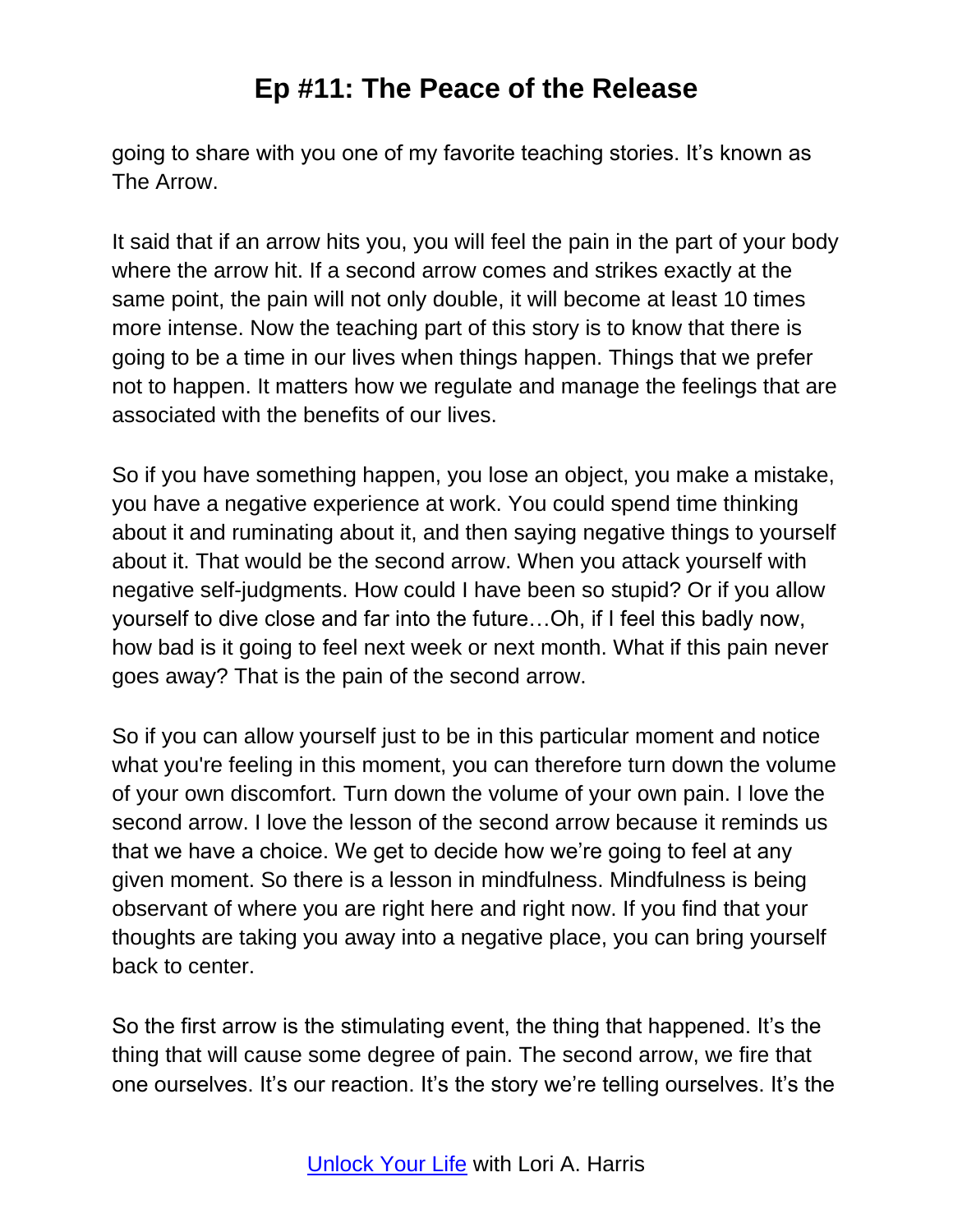going to share with you one of my favorite teaching stories. It's known as The Arrow.

It said that if an arrow hits you, you will feel the pain in the part of your body where the arrow hit. If a second arrow comes and strikes exactly at the same point, the pain will not only double, it will become at least 10 times more intense. Now the teaching part of this story is to know that there is going to be a time in our lives when things happen. Things that we prefer not to happen. It matters how we regulate and manage the feelings that are associated with the benefits of our lives.

So if you have something happen, you lose an object, you make a mistake, you have a negative experience at work. You could spend time thinking about it and ruminating about it, and then saying negative things to yourself about it. That would be the second arrow. When you attack yourself with negative self-judgments. How could I have been so stupid? Or if you allow yourself to dive close and far into the future…Oh, if I feel this badly now, how bad is it going to feel next week or next month. What if this pain never goes away? That is the pain of the second arrow.

So if you can allow yourself just to be in this particular moment and notice what you're feeling in this moment, you can therefore turn down the volume of your own discomfort. Turn down the volume of your own pain. I love the second arrow. I love the lesson of the second arrow because it reminds us that we have a choice. We get to decide how we're going to feel at any given moment. So there is a lesson in mindfulness. Mindfulness is being observant of where you are right here and right now. If you find that your thoughts are taking you away into a negative place, you can bring yourself back to center.

So the first arrow is the stimulating event, the thing that happened. It's the thing that will cause some degree of pain. The second arrow, we fire that one ourselves. It's our reaction. It's the story we're telling ourselves. It's the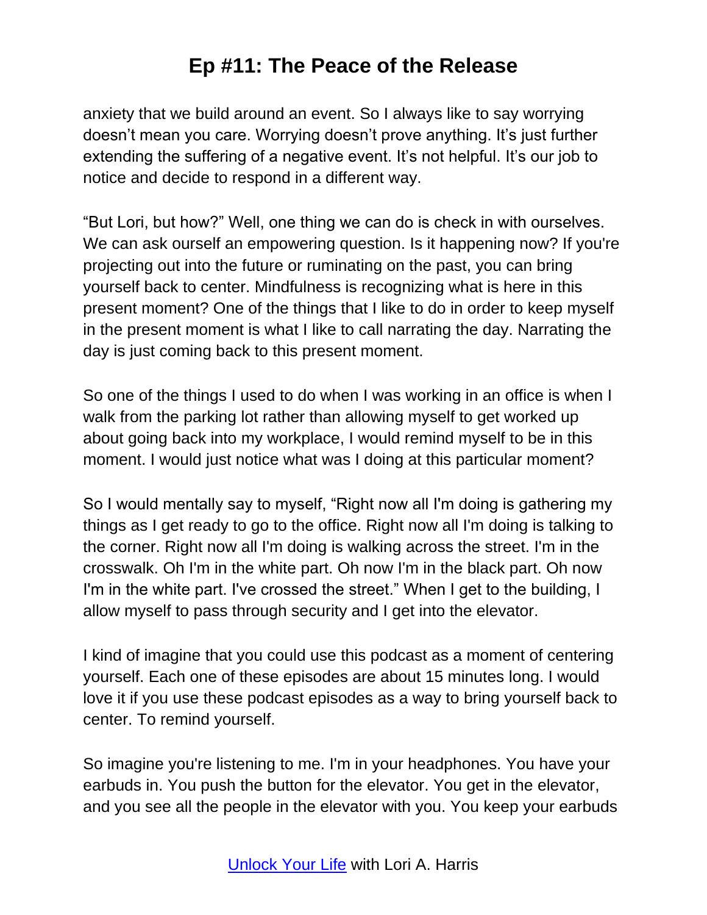anxiety that we build around an event. So I always like to say worrying doesn't mean you care. Worrying doesn't prove anything. It's just further extending the suffering of a negative event. It's not helpful. It's our job to notice and decide to respond in a different way.

"But Lori, but how?" Well, one thing we can do is check in with ourselves. We can ask ourself an empowering question. Is it happening now? If you're projecting out into the future or ruminating on the past, you can bring yourself back to center. Mindfulness is recognizing what is here in this present moment? One of the things that I like to do in order to keep myself in the present moment is what I like to call narrating the day. Narrating the day is just coming back to this present moment.

So one of the things I used to do when I was working in an office is when I walk from the parking lot rather than allowing myself to get worked up about going back into my workplace, I would remind myself to be in this moment. I would just notice what was I doing at this particular moment?

So I would mentally say to myself, "Right now all I'm doing is gathering my things as I get ready to go to the office. Right now all I'm doing is talking to the corner. Right now all I'm doing is walking across the street. I'm in the crosswalk. Oh I'm in the white part. Oh now I'm in the black part. Oh now I'm in the white part. I've crossed the street." When I get to the building, I allow myself to pass through security and I get into the elevator.

I kind of imagine that you could use this podcast as a moment of centering yourself. Each one of these episodes are about 15 minutes long. I would love it if you use these podcast episodes as a way to bring yourself back to center. To remind yourself.

So imagine you're listening to me. I'm in your headphones. You have your earbuds in. You push the button for the elevator. You get in the elevator, and you see all the people in the elevator with you. You keep your earbuds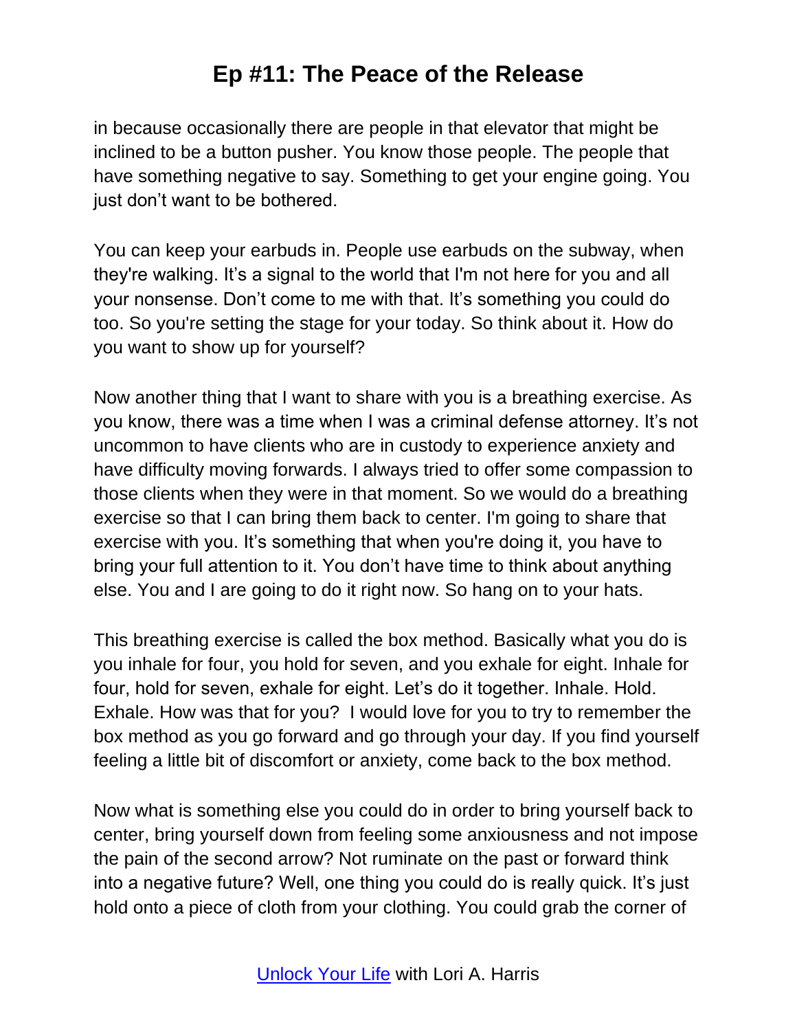in because occasionally there are people in that elevator that might be inclined to be a button pusher. You know those people. The people that have something negative to say. Something to get your engine going. You just don't want to be bothered.

You can keep your earbuds in. People use earbuds on the subway, when they're walking. It's a signal to the world that I'm not here for you and all your nonsense. Don't come to me with that. It's something you could do too. So you're setting the stage for your today. So think about it. How do you want to show up for yourself?

Now another thing that I want to share with you is a breathing exercise. As you know, there was a time when I was a criminal defense attorney. It's not uncommon to have clients who are in custody to experience anxiety and have difficulty moving forwards. I always tried to offer some compassion to those clients when they were in that moment. So we would do a breathing exercise so that I can bring them back to center. I'm going to share that exercise with you. It's something that when you're doing it, you have to bring your full attention to it. You don't have time to think about anything else. You and I are going to do it right now. So hang on to your hats.

This breathing exercise is called the box method. Basically what you do is you inhale for four, you hold for seven, and you exhale for eight. Inhale for four, hold for seven, exhale for eight. Let's do it together. Inhale. Hold. Exhale. How was that for you? I would love for you to try to remember the box method as you go forward and go through your day. If you find yourself feeling a little bit of discomfort or anxiety, come back to the box method.

Now what is something else you could do in order to bring yourself back to center, bring yourself down from feeling some anxiousness and not impose the pain of the second arrow? Not ruminate on the past or forward think into a negative future? Well, one thing you could do is really quick. It's just hold onto a piece of cloth from your clothing. You could grab the corner of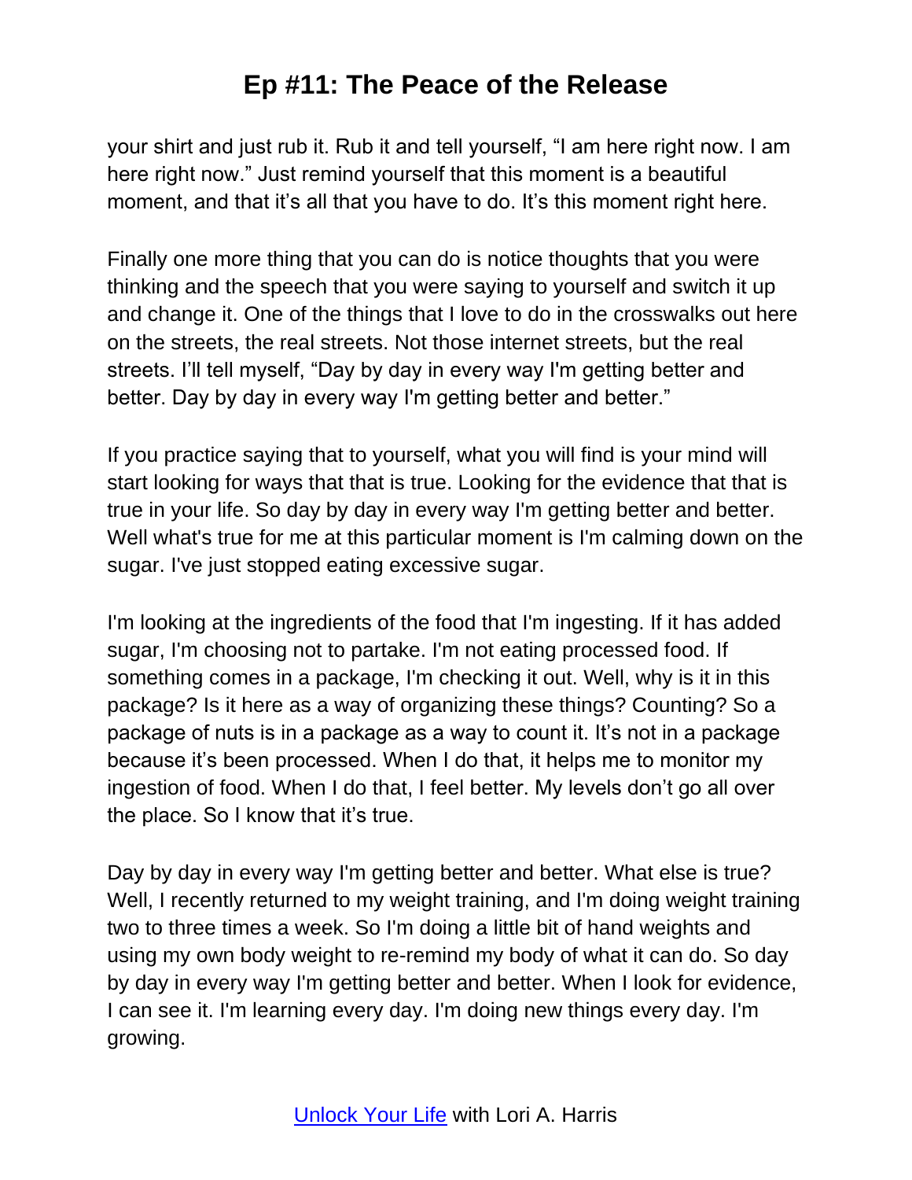your shirt and just rub it. Rub it and tell yourself, "I am here right now. I am here right now." Just remind yourself that this moment is a beautiful moment, and that it's all that you have to do. It's this moment right here.

Finally one more thing that you can do is notice thoughts that you were thinking and the speech that you were saying to yourself and switch it up and change it. One of the things that I love to do in the crosswalks out here on the streets, the real streets. Not those internet streets, but the real streets. I'll tell myself, "Day by day in every way I'm getting better and better. Day by day in every way I'm getting better and better."

If you practice saying that to yourself, what you will find is your mind will start looking for ways that that is true. Looking for the evidence that that is true in your life. So day by day in every way I'm getting better and better. Well what's true for me at this particular moment is I'm calming down on the sugar. I've just stopped eating excessive sugar.

I'm looking at the ingredients of the food that I'm ingesting. If it has added sugar, I'm choosing not to partake. I'm not eating processed food. If something comes in a package, I'm checking it out. Well, why is it in this package? Is it here as a way of organizing these things? Counting? So a package of nuts is in a package as a way to count it. It's not in a package because it's been processed. When I do that, it helps me to monitor my ingestion of food. When I do that, I feel better. My levels don't go all over the place. So I know that it's true.

Day by day in every way I'm getting better and better. What else is true? Well, I recently returned to my weight training, and I'm doing weight training two to three times a week. So I'm doing a little bit of hand weights and using my own body weight to re-remind my body of what it can do. So day by day in every way I'm getting better and better. When I look for evidence, I can see it. I'm learning every day. I'm doing new things every day. I'm growing.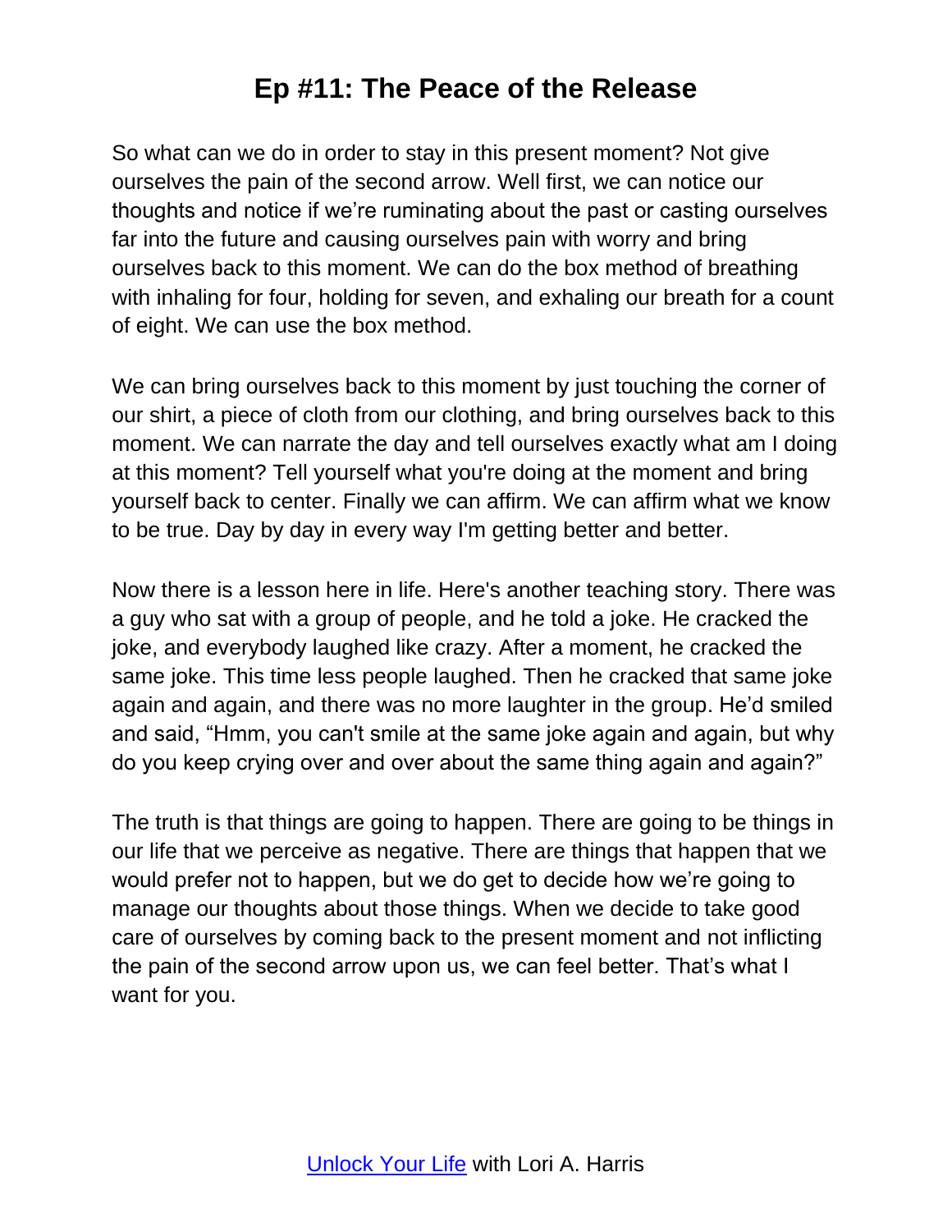# Ep #11: The Peace of the Release

So what can we do in order to stay in this present moment? Not give ourselves the pain of the second arrow. Well first, we can notice our thoughts and notice if we're ruminating about the past or casting ourselves far into the future and causing ourselves pain with worry and bring ourselves back to this moment. We can do the box method of breathing with inhaling for four, holding for seven, and exhaling our breath for a count of eight. We can use the box method.

We can bring ourselves back to this moment by just touching the corner of our shirt, a piece of cloth from our clothing, and bring ourselves back to this moment. We can narrate the day and tell ourselves exactly what am I doing at this moment? Tell yourself what you're doing at the moment and bring yourself back to center. Finally we can affirm. We can affirm what we know to be true. Day by day in every way I'm getting better and better.

Now there is a lesson here in life. Here's another teaching story. There was a guy who sat with a group of people, and he told a joke. He cracked the joke, and everybody laughed like crazy. After a moment, he cracked the same joke. This time less people laughed. Then he cracked that same joke again and again, and there was no more laughter in the group. He'd smiled and said, "Hmm, you can't smile at the same joke again and again, but why do you keep crying over and over about the same thing again and again?"

The truth is that things are going to happen. There are going to be things in our life that we perceive as negative. There are things that happen that we would prefer not to happen, but we do get to decide how we're going to manage our thoughts about those things. When we decide to take good care of ourselves by coming back to the present moment and not inflicting the pain of the second arrow upon us, we can feel better. That's what I want for you.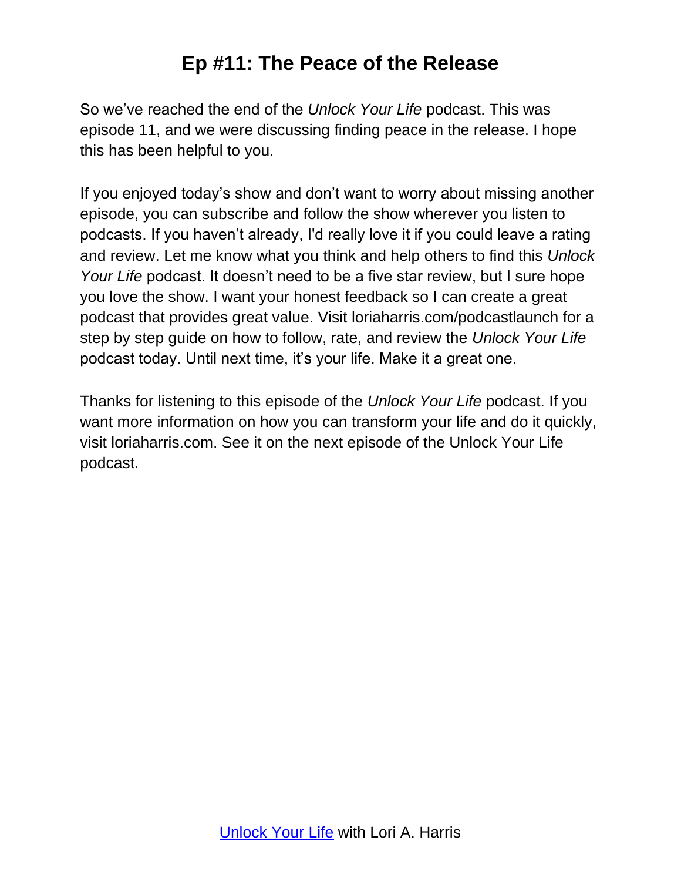# Ep #11: The Peace of the Release

So we've reached the end of the *Unlock Your Life* podcast. This was episode 11, and we were discussing finding peace in the release. I hope this has been helpful to you.

If you enjoyed today's show and don't want to worry about missing another episode, you can subscribe and follow the show wherever you listen to podcasts. If you haven't already, I'd really love it if you could leave a rating and review. Let me know what you think and help others to find this *Unlock Your Life* podcast. It doesn't need to be a five star review, but I sure hope you love the show. I want your honest feedback so I can create a great podcast that provides great value. Visit loriaharris.com/podcastlaunch for a step by step guide on how to follow, rate, and review the *Unlock Your Life* podcast today. Until next time, it's your life. Make it a great one.

Thanks for listening to this episode of the *Unlock Your Life* podcast. If you want more information on how you can transform your life and do it quickly, visit loriaharris.com. See it on the next episode of the Unlock Your Life podcast.